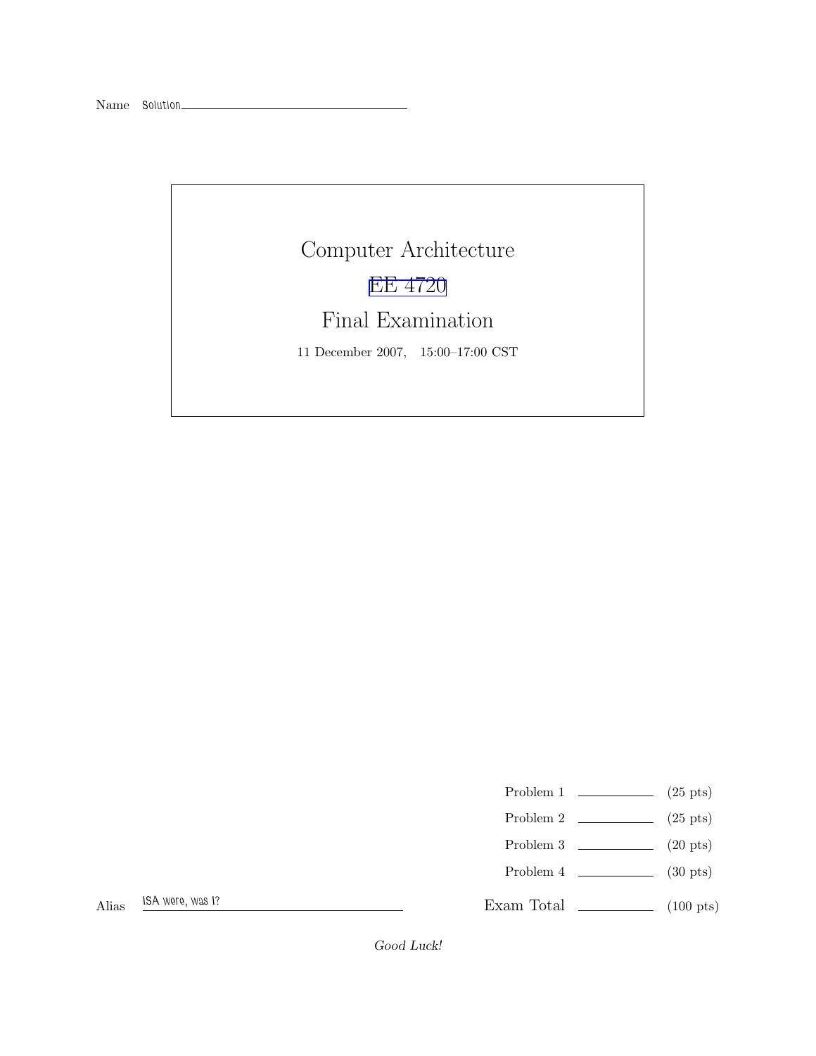Name Solution

# Computer Architecture

# EE 4720

# Final Examination

11 December 2007, 15:00–17:00 CST

| | | |
|---|---|---|
| Problem 1 | ______ | (25 pts) |
| Problem 2 | ______ | (25 pts) |
| Problem 3 | ______ | (20 pts) |
| Problem 4 | ______ | (30 pts) |
| Exam Total | ______ | (100 pts) |

Alias ISA were, was I?

*Good Luck!*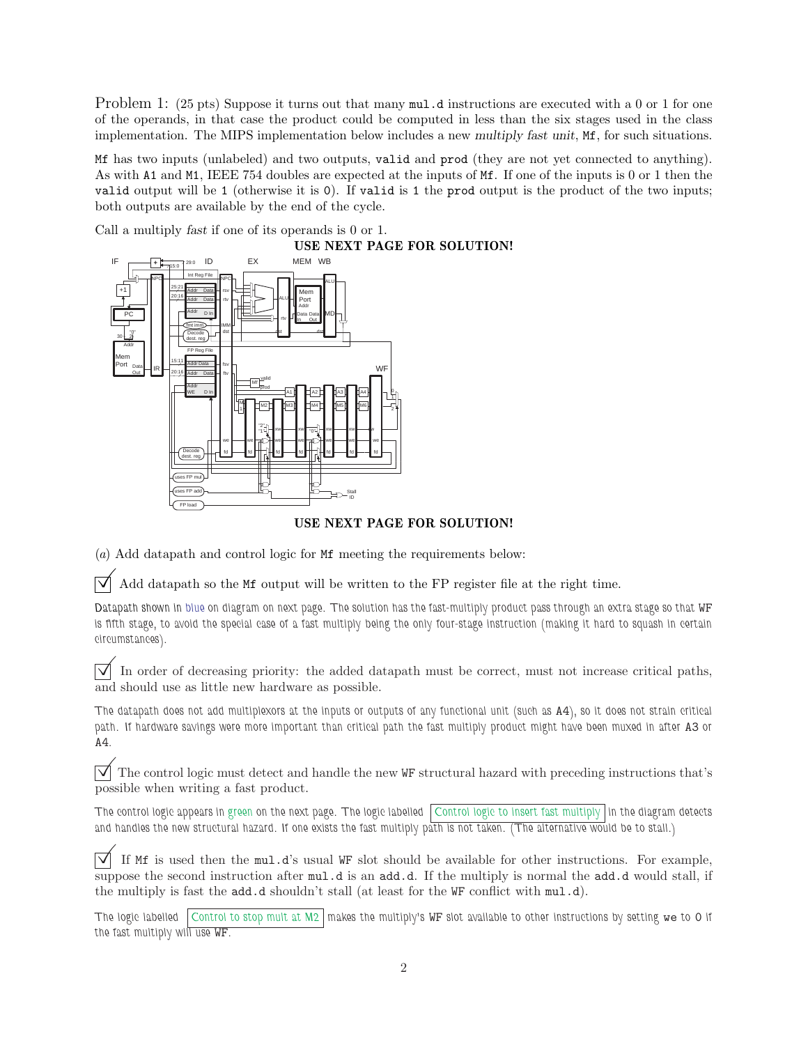Problem 1: (25 pts) Suppose it turns out that many `mul.d` instructions are executed with a 0 or 1 for one of the operands, in that case the product could be computed in less than the six stages used in the class implementation. The MIPS implementation below includes a new *multiply fast unit*, `Mf`, for such situations.

`Mf` has two inputs (unlabeled) and two outputs, `valid` and `prod` (they are not yet connected to anything). As with `A1` and `M1`, IEEE 754 doubles are expected at the inputs of `Mf`. If one of the inputs is 0 or 1 then the `valid` output will be 1 (otherwise it is 0). If `valid` is 1 the `prod` output is the product of the two inputs; both outputs are available by the end of the cycle.

Call a multiply *fast* if one of its operands is 0 or 1.

**USE NEXT PAGE FOR SOLUTION!**

**USE NEXT PAGE FOR SOLUTION!**

(*a*) Add datapath and control logic for `Mf` meeting the requirements below:

☑ Add datapath so the `Mf` output will be written to the FP register file at the right time.

Datapath shown in blue on diagram on next page. The solution has the fast-multiply product pass through an extra stage so that `WF` is fifth stage, to avoid the special case of a fast multiply being the only four-stage instruction (making it hard to squash in certain circumstances).

☑ In order of decreasing priority: the added datapath must be correct, must not increase critical paths, and should use as little new hardware as possible.

The datapath does not add multiplexors at the inputs or outputs of any functional unit (such as `A4`), so it does not strain critical path. If hardware savings were more important than critical path the fast multiply product might have been muxed in after `A3` or `A4`.

☑ The control logic must detect and handle the new `WF` structural hazard with preceding instructions that's possible when writing a fast product.

The control logic appears in green on the next page. The logic labelled "Control logic to insert fast multiply" in the diagram detects and handles the new structural hazard. If one exists the fast multiply path is not taken. (The alternative would be to stall.)

☑ If `Mf` is used then the `mul.d`'s usual `WF` slot should be available for other instructions. For example, suppose the second instruction after `mul.d` is an `add.d`. If the multiply is normal the `add.d` would stall, if the multiply is fast the `add.d` shouldn't stall (at least for the `WF` conflict with `mul.d`).

The logic labelled "Control to stop mult at M2" makes the multiply's `WF` slot available to other instructions by setting `we` to 0 if the fast multiply will use `WF`.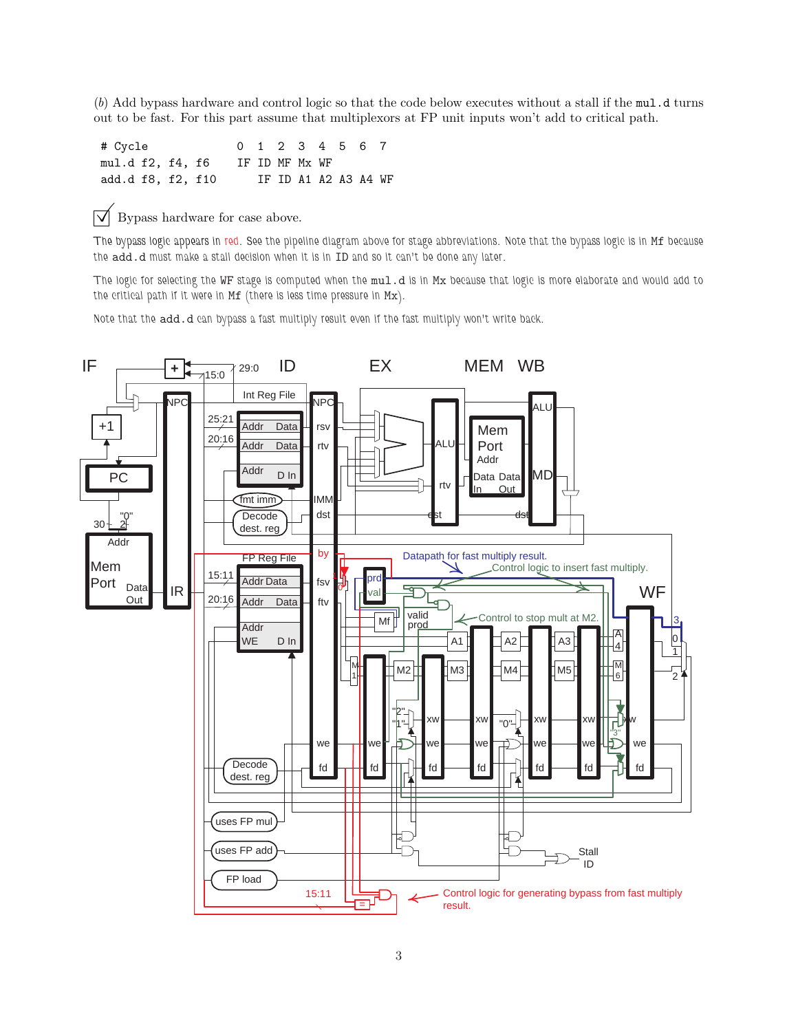(b) Add bypass hardware and control logic so that the code below executes without a stall if the `mul.d` turns out to be fast. For this part assume that multiplexors at FP unit inputs won't add to critical path.

```
# Cycle          0  1  2  3  4  5  6  7
mul.d f2, f4, f6  IF ID MF Mx WF
add.d f8, f2, f10    IF ID A1 A2 A3 A4 WF
```

☑ Bypass hardware for case above.

The bypass logic appears in red. See the pipeline diagram above for stage abbreviations. Note that the bypass logic is in `Mf` because the `add.d` must make a stall decision when it is in `ID` and so it can't be done any later.

The logic for selecting the `WF` stage is computed when the `mul.d` is in `Mx` because that logic is more elaborate and would add to the critical path if it were in `Mf` (there is less time pressure in `Mx`).

Note that the `add.d` can bypass a fast multiply result even if the fast multiply won't write back.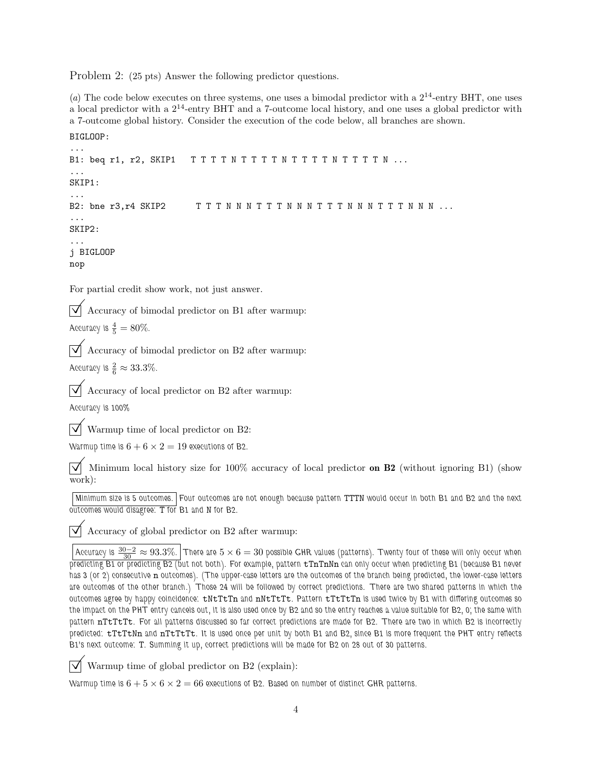Problem 2: (25 pts) Answer the following predictor questions.

(*a*) The code below executes on three systems, one uses a bimodal predictor with a $2^{14}$-entry BHT, one uses a local predictor with a $2^{14}$-entry BHT and a 7-outcome local history, and one uses a global predictor with a 7-outcome global history. Consider the execution of the code below, all branches are shown.

```
BIGLOOP:
...
B1: beq r1, r2, SKIP1   T T T T N T T T T N T T T T N T T T T N ...
...
SKIP1:
...
B2: bne r3,r4 SKIP2      T T T N N N T T T N N N T T T N N N T T T N N N ...
...
SKIP2:
...
j BIGLOOP
nop
```

For partial credit show work, not just answer.

☑ Accuracy of bimodal predictor on B1 after warmup:

Accuracy is $\frac{4}{5} = 80\%$.

☑ Accuracy of bimodal predictor on B2 after warmup:

Accuracy is $\frac{2}{6} \approx 33.3\%$.

☑ Accuracy of local predictor on B2 after warmup:

Accuracy is 100%

☑ Warmup time of local predictor on B2:

Warmup time is $6 + 6 \times 2 = 19$ executions of B2.

☑ Minimum local history size for 100% accuracy of local predictor **on B2** (without ignoring B1) (show work):

Minimum size is 5 outcomes. Four outcomes are not enough because pattern TTTN would occur in both B1 and B2 and the next outcomes would disagree: T for B1 and N for B2.

☑ Accuracy of global predictor on B2 after warmup:

Accuracy is $\frac{30-2}{30} \approx 93.3\%$. There are $5 \times 6 = 30$ possible GHR values (patterns). Twenty four of these will only occur when predicting B1 or predicting B2 (but not both). For example, pattern tTnTnNn can only occur when predicting B1 (because B1 never has 3 (or 2) consecutive n outcomes). (The upper-case letters are the outcomes of the branch being predicted, the lower-case letters are outcomes of the other branch.) Those 24 will be followed by correct predictions. There are two shared patterns in which the outcomes agree by happy coincidence: tNtTtTn and nNtTtTt. Pattern tTtTtTn is used twice by B1 with differing outcomes so the impact on the PHT entry cancels out, it is also used once by B2 and so the entry reaches a value suitable for B2, 0; the same with pattern nTtTtTt. For all patterns discussed so far correct predictions are made for B2. There are two in which B2 is incorrectly predicted: tTtTtNn and nTtTtTt. It is used once per unit by both B1 and B2, since B1 is more frequent the PHT entry reflects B1's next outcome: T. Summing it up, correct predictions will be made for B2 on 28 out of 30 patterns.

☑ Warmup time of global predictor on B2 (explain):

Warmup time is $6 + 5 \times 6 \times 2 = 66$ executions of B2. Based on number of distinct GHR patterns.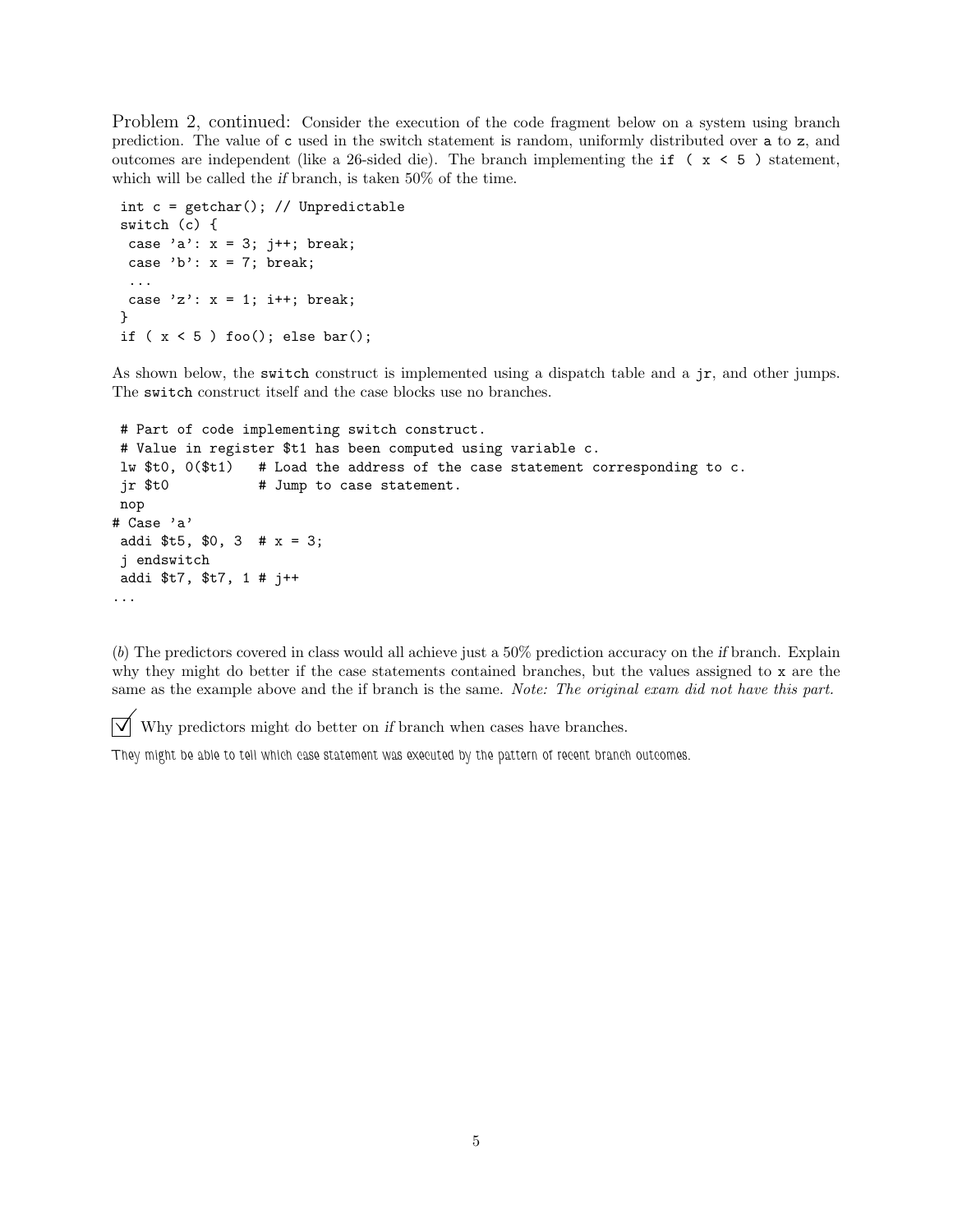Problem 2, continued: Consider the execution of the code fragment below on a system using branch prediction. The value of `c` used in the switch statement is random, uniformly distributed over `a` to `z`, and outcomes are independent (like a 26-sided die). The branch implementing the `if ( x < 5 )` statement, which will be called the *if* branch, is taken 50% of the time.

```
int c = getchar(); // Unpredictable
switch (c) {
 case 'a': x = 3; j++; break;
 case 'b': x = 7; break;
 ...
 case 'z': x = 1; i++; break;
}
if ( x < 5 ) foo(); else bar();
```

As shown below, the `switch` construct is implemented using a dispatch table and a `jr`, and other jumps. The `switch` construct itself and the case blocks use no branches.

```
 # Part of code implementing switch construct.
 # Value in register $t1 has been computed using variable c.
 lw $t0, 0($t1)   # Load the address of the case statement corresponding to c.
 jr $t0           # Jump to case statement.
 nop
# Case 'a'
 addi $t5, $0, 3  # x = 3;
 j endswitch
 addi $t7, $t7, 1 # j++
...
```

(*b*) The predictors covered in class would all achieve just a 50% prediction accuracy on the *if* branch. Explain why they might do better if the case statements contained branches, but the values assigned to `x` are the same as the example above and the if branch is the same. *Note: The original exam did not have this part.*

☑ Why predictors might do better on *if* branch when cases have branches.

They might be able to tell which case statement was executed by the pattern of recent branch outcomes.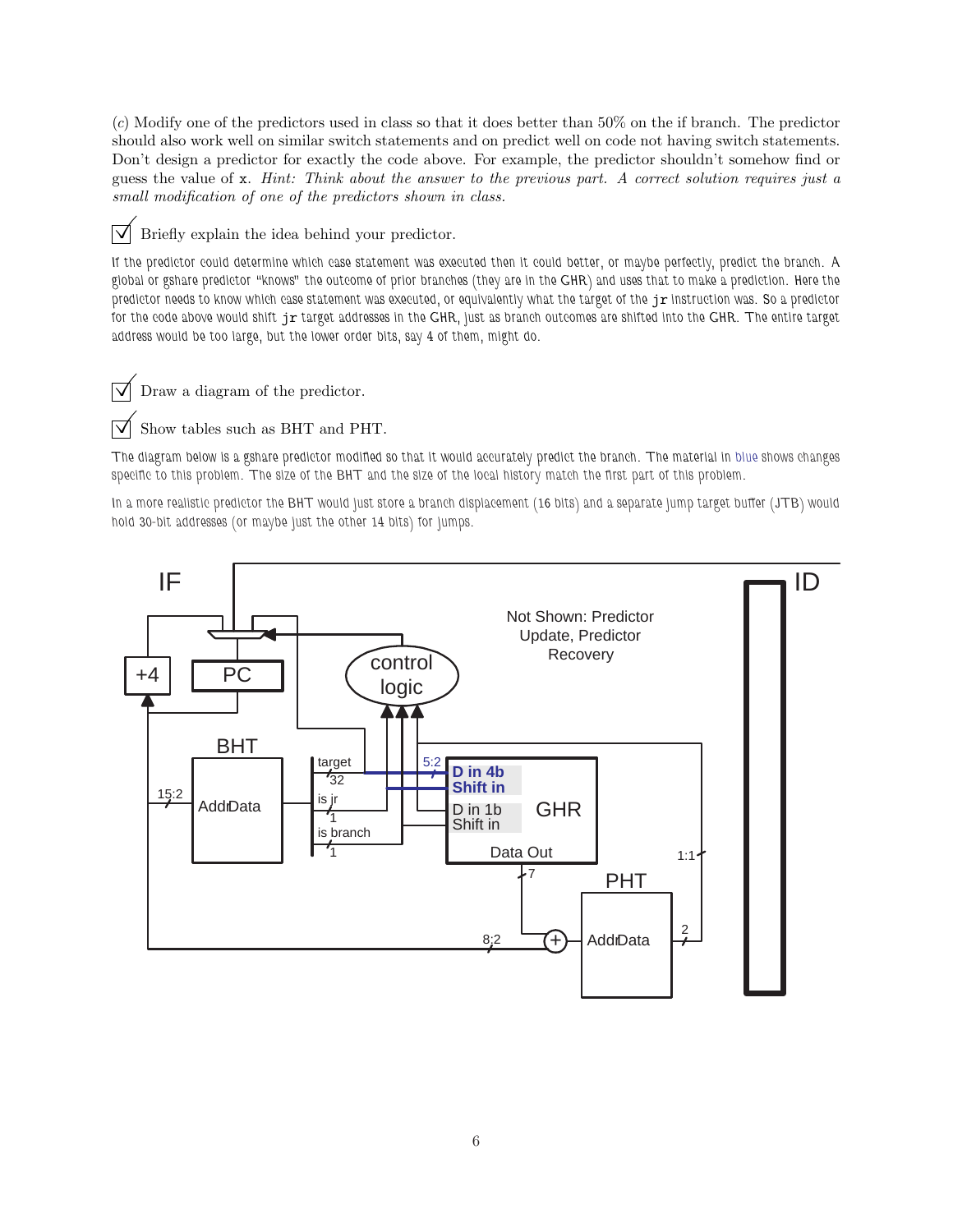(c) Modify one of the predictors used in class so that it does better than 50% on the if branch. The predictor should also work well on similar switch statements and on predict well on code not having switch statements. Don't design a predictor for exactly the code above. For example, the predictor shouldn't somehow find or guess the value of x. *Hint: Think about the answer to the previous part. A correct solution requires just a small modification of one of the predictors shown in class.*

☑ Briefly explain the idea behind your predictor.

If the predictor could determine which case statement was executed then it could better, or maybe perfectly, predict the branch. A global or gshare predictor "knows" the outcome of prior branches (they are in the GHR) and uses that to make a prediction. Here the predictor needs to know which case statement was executed, or equivalently what the target of the `jr` instruction was. So a predictor for the code above would shift `jr` target addresses in the GHR, just as branch outcomes are shifted into the GHR. The entire target address would be too large, but the lower order bits, say 4 of them, might do.

☑ Draw a diagram of the predictor.

☑ Show tables such as BHT and PHT.

The diagram below is a gshare predictor modified so that it would accurately predict the branch. The material in blue shows changes specific to this problem. The size of the BHT and the size of the local history match the first part of this problem.

In a more realistic predictor the BHT would just store a branch displacement (16 bits) and a separate jump target buffer (JTB) would hold 30-bit addresses (or maybe just the other 14 bits) for jumps.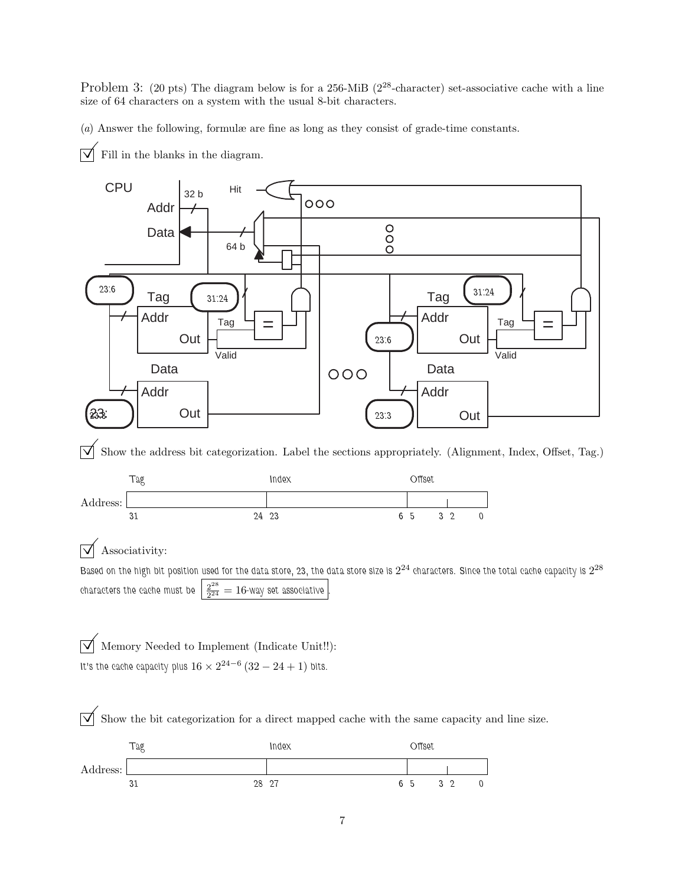Problem 3: (20 pts) The diagram below is for a 256-MiB ($2^{28}$-character) set-associative cache with a line size of 64 characters on a system with the usual 8-bit characters.

(*a*) Answer the following, formulæ are fine as long as they consist of grade-time constants.

☑ Fill in the blanks in the diagram.

CPU

Addr — 32 b

Data — 64 b

Hit

23:6 — Tag — Addr — Out — 31:24 — Tag — = — Valid

Data — Addr — Out — 23:3

23:6 — Tag — Addr — Out — 31:24 — Tag — = — Valid

Data — Addr — Out — 23:3

☑ Show the address bit categorization. Label the sections appropriately. (Alignment, Index, Offset, Tag.)

| | Tag | Index | Offset |
|---|---|---|---|
| Address: | 31 … 24 | 23 … 6 | 5 … 3, 2 … 0 |

☑ Associativity:

Based on the high bit position used for the data store, 23, the data store size is $2^{24}$ characters. Since the total cache capacity is $2^{28}$ characters the cache must be $\frac{2^{28}}{2^{24}} = 16$-way set associative.

☑ Memory Needed to Implement (Indicate Unit!!):

It's the cache capacity plus $16 \times 2^{24-6} (32 - 24 + 1)$ bits.

☑ Show the bit categorization for a direct mapped cache with the same capacity and line size.

| | Tag | Index | Offset |
|---|---|---|---|
| Address: | 31 … 28 | 27 … 6 | 5 … 3, 2 … 0 |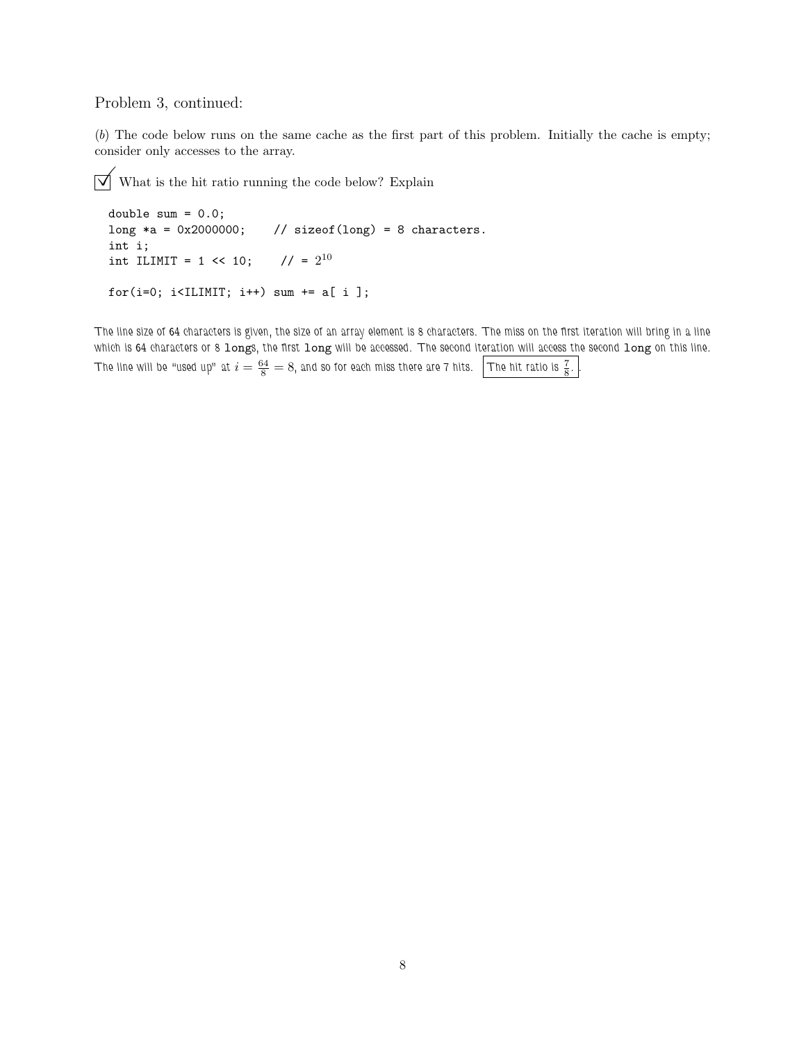Problem 3, continued:

(*b*) The code below runs on the same cache as the first part of this problem. Initially the cache is empty; consider only accesses to the array.

☑ What is the hit ratio running the code below? Explain

```
double sum = 0.0;
long *a = 0x2000000;    // sizeof(long) = 8 characters.
int i;
int ILIMIT = 1 << 10;    // = 2^10

for(i=0; i<ILIMIT; i++) sum += a[ i ];
```

The line size of 64 characters is given, the size of an array element is 8 characters. The miss on the first iteration will bring in a line which is 64 characters or 8 `long`s, the first `long` will be accessed. The second iteration will access the second `long` on this line. The line will be "used up" at $i = \frac{64}{8} = 8$, and so for each miss there are 7 hits. **The hit ratio is $\frac{7}{8}$.**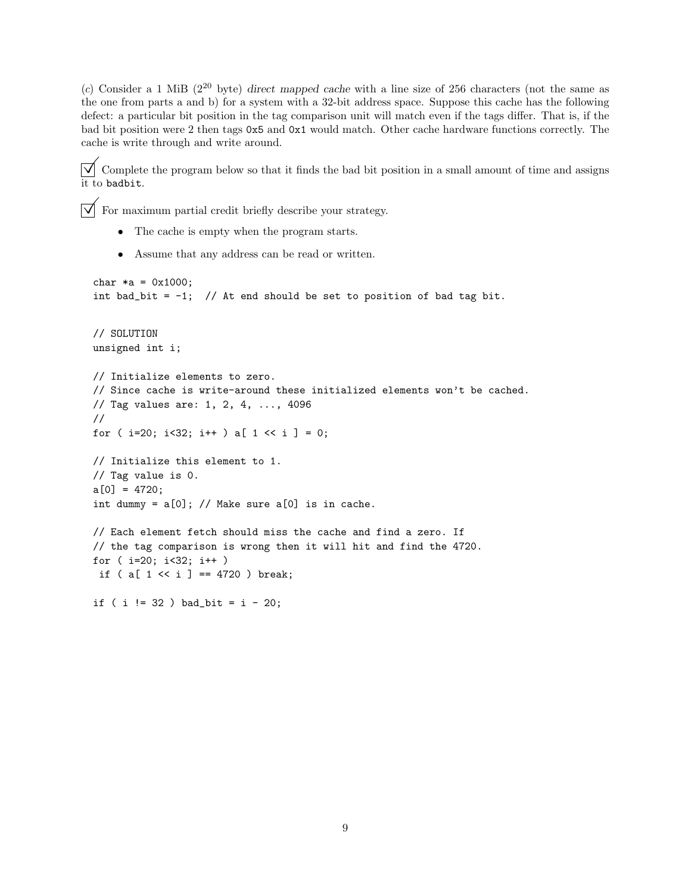(*c*) Consider a 1 MiB ($2^{20}$ byte) *direct mapped cache* with a line size of 256 characters (not the same as the one from parts a and b) for a system with a 32-bit address space. Suppose this cache has the following defect: a particular bit position in the tag comparison unit will match even if the tags differ. That is, if the bad bit position were 2 then tags `0x5` and `0x1` would match. Other cache hardware functions correctly. The cache is write through and write around.

☑ Complete the program below so that it finds the bad bit position in a small amount of time and assigns it to `badbit`.

☑ For maximum partial credit briefly describe your strategy.

- The cache is empty when the program starts.
- Assume that any address can be read or written.

```
char *a = 0x1000;
int bad_bit = -1;  // At end should be set to position of bad tag bit.


// SOLUTION
unsigned int i;

// Initialize elements to zero.
// Since cache is write-around these initialized elements won't be cached.
// Tag values are: 1, 2, 4, ..., 4096
//
for ( i=20; i<32; i++ ) a[ 1 << i ] = 0;

// Initialize this element to 1.
// Tag value is 0.
a[0] = 4720;
int dummy = a[0]; // Make sure a[0] is in cache.

// Each element fetch should miss the cache and find a zero. If
// the tag comparison is wrong then it will hit and find the 4720.
for ( i=20; i<32; i++ )
 if ( a[ 1 << i ] == 4720 ) break;

if ( i != 32 ) bad_bit = i - 20;
```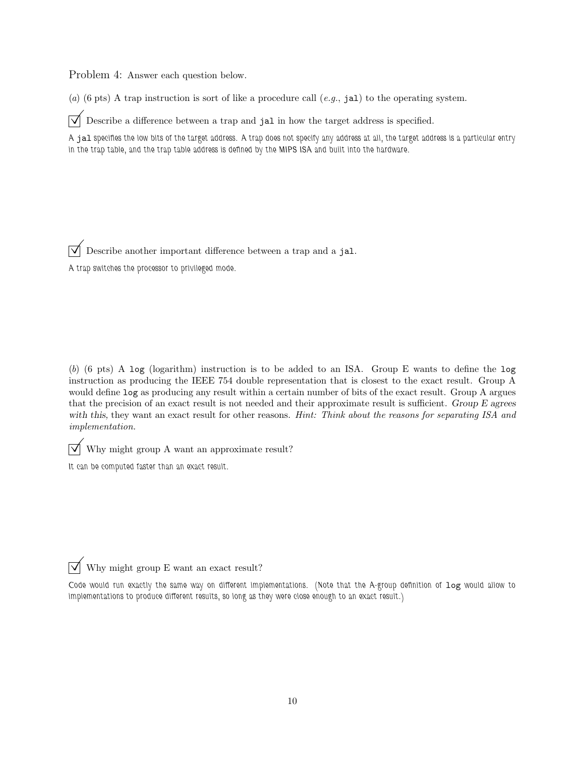Problem 4: Answer each question below.

(*a*) (6 pts) A trap instruction is sort of like a procedure call (*e.g.*, `jal`) to the operating system.

☑ Describe a difference between a trap and `jal` in how the target address is specified.

*A `jal` specifies the low bits of the target address. A trap does not specify any address at all, the target address is a particular entry in the trap table, and the trap table address is defined by the MIPS ISA and built into the hardware.*

☑ Describe another important difference between a trap and a `jal`.

*A trap switches the processor to privileged mode.*

(*b*) (6 pts) A `log` (logarithm) instruction is to be added to an ISA. Group E wants to define the `log` instruction as producing the IEEE 754 double representation that is closest to the exact result. Group A would define `log` as producing any result within a certain number of bits of the exact result. Group A argues that the precision of an exact result is not needed and their approximate result is sufficient. *Group E agrees with this,* they want an exact result for other reasons. *Hint: Think about the reasons for separating ISA and implementation.*

☑ Why might group A want an approximate result?

*It can be computed faster than an exact result.*

☑ Why might group E want an exact result?

*Code would run exactly the same way on different implementations. (Note that the A-group definition of `log` would allow to implementations to produce different results, so long as they were close enough to an exact result.)*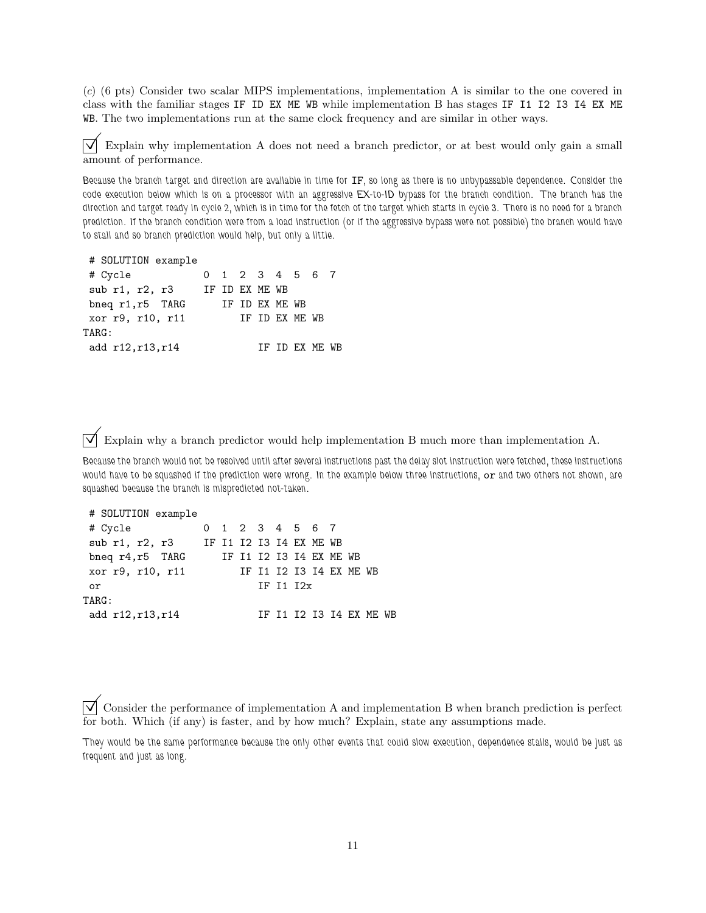(c) (6 pts) Consider two scalar MIPS implementations, implementation A is similar to the one covered in class with the familiar stages `IF ID EX ME WB` while implementation B has stages `IF I1 I2 I3 I4 EX ME WB`. The two implementations run at the same clock frequency and are similar in other ways.

☑ Explain why implementation A does not need a branch predictor, or at best would only gain a small amount of performance.

*Because the branch target and direction are available in time for IF, so long as there is no unbypassable dependence. Consider the code execution below which is on a processor with an aggressive EX-to-ID bypass for the branch condition. The branch has the direction and target ready in cycle 2, which is in time for the fetch of the target which starts in cycle 3. There is no need for a branch prediction. If the branch condition were from a load instruction (or if the aggressive bypass were not possible) the branch would have to stall and so branch prediction would help, but only a little.*

```
 # SOLUTION example
 # Cycle           0  1  2  3  4  5  6  7
 sub r1, r2, r3    IF ID EX ME WB
 bneq r1,r5  TARG     IF ID EX ME WB
 xor r9, r10, r11        IF ID EX ME WB
TARG:
 add r12,r13,r14            IF ID EX ME WB
```

☑ Explain why a branch predictor would help implementation B much more than implementation A.

*Because the branch would not be resolved until after several instructions past the delay slot instruction were fetched, these instructions would have to be squashed if the prediction were wrong. In the example below three instructions, `or` and two others not shown, are squashed because the branch is mispredicted not-taken.*

```
 # SOLUTION example
 # Cycle           0  1  2  3  4  5  6  7
 sub r1, r2, r3    IF I1 I2 I3 I4 EX ME WB
 bneq r4,r5  TARG     IF I1 I2 I3 I4 EX ME WB
 xor r9, r10, r11        IF I1 I2 I3 I4 EX ME WB
 or                         IF I1 I2x
TARG:
 add r12,r13,r14            IF I1 I2 I3 I4 EX ME WB
```

☑ Consider the performance of implementation A and implementation B when branch prediction is perfect for both. Which (if any) is faster, and by how much? Explain, state any assumptions made.

*They would be the same performance because the only other events that could slow execution, dependence stalls, would be just as frequent and just as long.*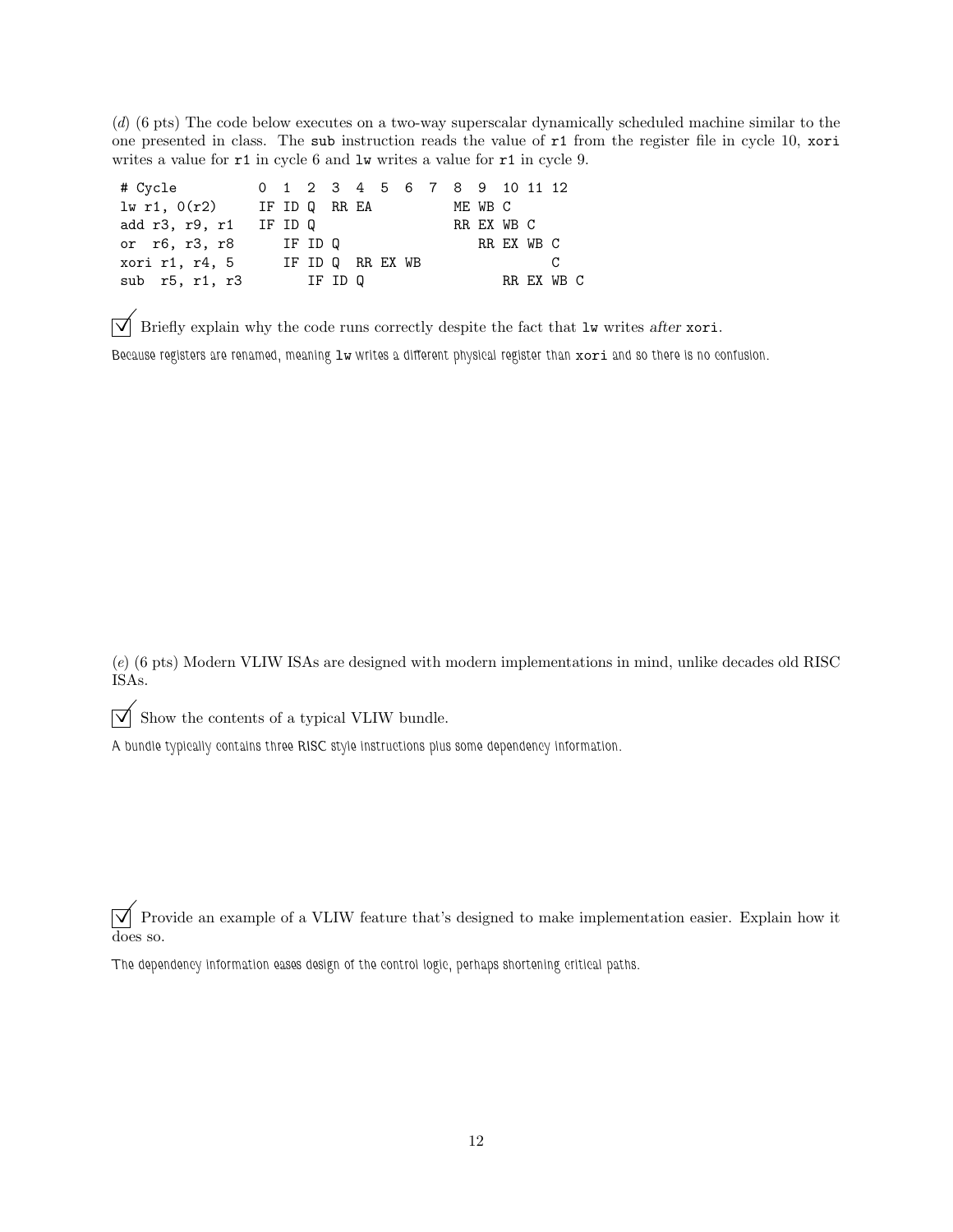(*d*) (6 pts) The code below executes on a two-way superscalar dynamically scheduled machine similar to the one presented in class. The `sub` instruction reads the value of `r1` from the register file in cycle 10, `xori` writes a value for `r1` in cycle 6 and `lw` writes a value for `r1` in cycle 9.

```
# Cycle          0  1  2  3  4  5  6  7  8  9  10 11 12
lw r1, 0(r2)     IF ID Q  RR EA          ME WB C
add r3, r9, r1   IF ID Q                 RR EX WB C
or  r6, r3, r8      IF ID Q                 RR EX WB C
xori r1, r4, 5      IF ID Q  RR EX WB                 C
sub  r5, r1, r3        IF ID Q                 RR EX WB C
```

☑ Briefly explain why the code runs correctly despite the fact that `lw` writes *after* `xori`.

Because registers are renamed, meaning `lw` writes a different physical register than `xori` and so there is no confusion.

(*e*) (6 pts) Modern VLIW ISAs are designed with modern implementations in mind, unlike decades old RISC ISAs.

☑ Show the contents of a typical VLIW bundle.

A bundle typically contains three RISC style instructions plus some dependency information.

☑ Provide an example of a VLIW feature that's designed to make implementation easier. Explain how it does so.

The dependency information eases design of the control logic, perhaps shortening critical paths.